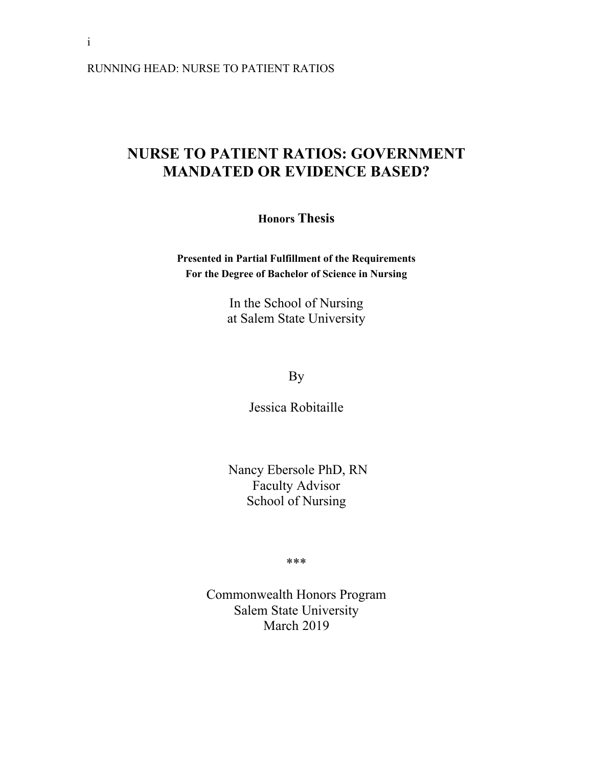# NURSE TO PATIENT RATIOS: GOVERNMENT MANDATED OR EVIDENCE BASED?

**Honors Thesis**

**Presented in Partial Fulfillment of the Requirements For the Degree of Bachelor of Science in Nursing**

In the School of Nursing
at Salem State University

By

Jessica Robitaille

Nancy Ebersole PhD, RN
Faculty Advisor
School of Nursing

***

Commonwealth Honors Program
Salem State University
March 2019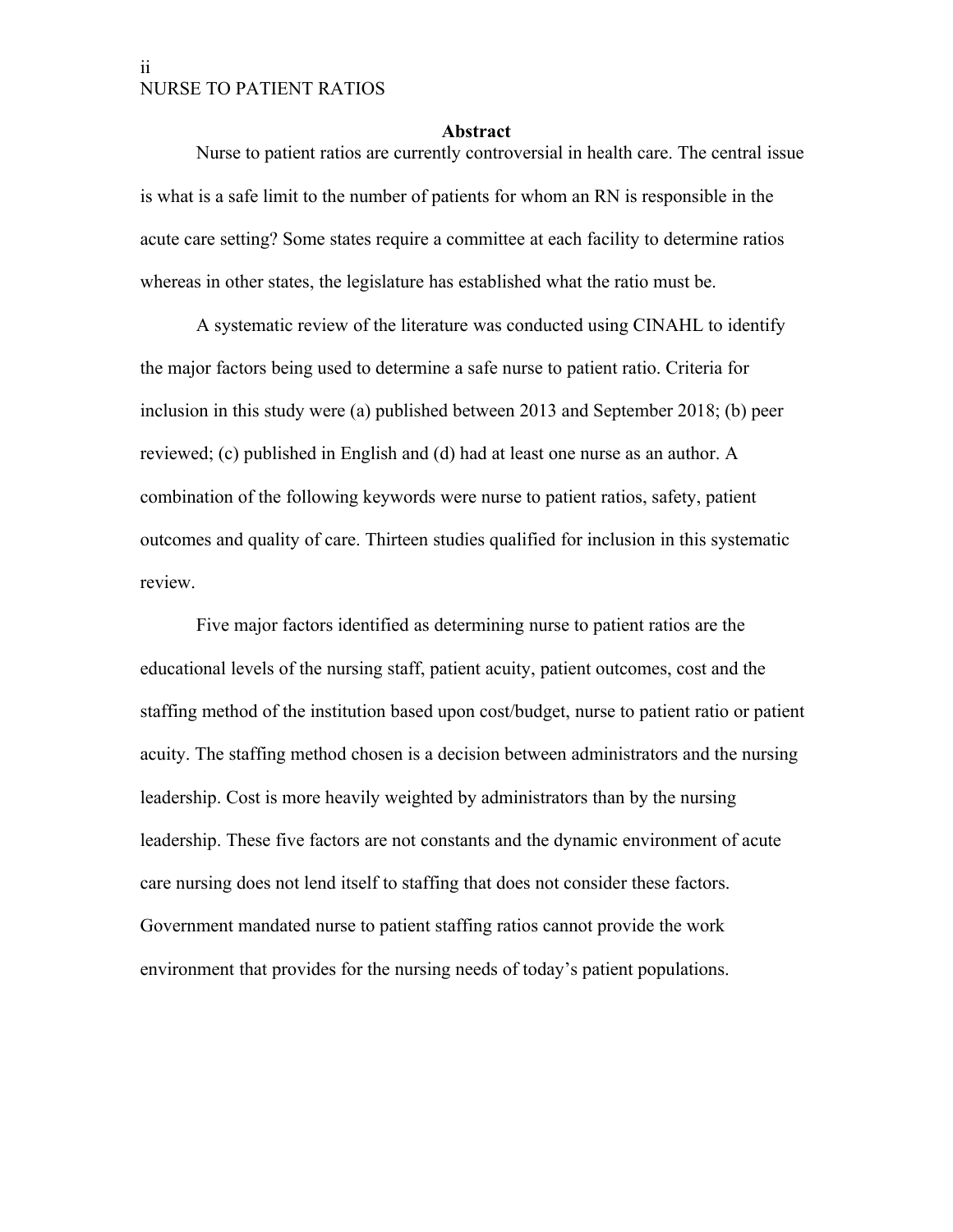## Abstract

Nurse to patient ratios are currently controversial in health care. The central issue is what is a safe limit to the number of patients for whom an RN is responsible in the acute care setting? Some states require a committee at each facility to determine ratios whereas in other states, the legislature has established what the ratio must be.

A systematic review of the literature was conducted using CINAHL to identify the major factors being used to determine a safe nurse to patient ratio. Criteria for inclusion in this study were (a) published between 2013 and September 2018; (b) peer reviewed; (c) published in English and (d) had at least one nurse as an author. A combination of the following keywords were nurse to patient ratios, safety, patient outcomes and quality of care. Thirteen studies qualified for inclusion in this systematic review.

Five major factors identified as determining nurse to patient ratios are the educational levels of the nursing staff, patient acuity, patient outcomes, cost and the staffing method of the institution based upon cost/budget, nurse to patient ratio or patient acuity. The staffing method chosen is a decision between administrators and the nursing leadership. Cost is more heavily weighted by administrators than by the nursing leadership. These five factors are not constants and the dynamic environment of acute care nursing does not lend itself to staffing that does not consider these factors. Government mandated nurse to patient staffing ratios cannot provide the work environment that provides for the nursing needs of today's patient populations.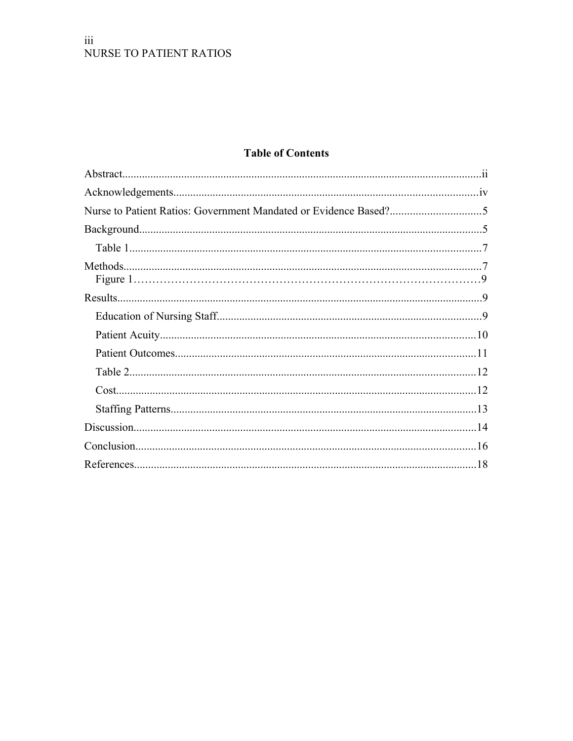## Table of Contents

Abstract....................................................................................................................ii

Acknowledgements...................................................................................................iv

Nurse to Patient Ratios: Government Mandated or Evidence Based?................................5

Background...............................................................................................................5

  Table 1....................................................................................................................7

Methods.....................................................................................................................7

  Figure 1..................................................................................................................9

Results.......................................................................................................................9

  Education of Nursing Staff.......................................................................................9

  Patient Acuity.........................................................................................................10

  Patient Outcomes...................................................................................................11

  Table 2..................................................................................................................12

  Cost......................................................................................................................12

  Staffing Patterns....................................................................................................13

Discussion................................................................................................................14

Conclusion................................................................................................................16

References................................................................................................................18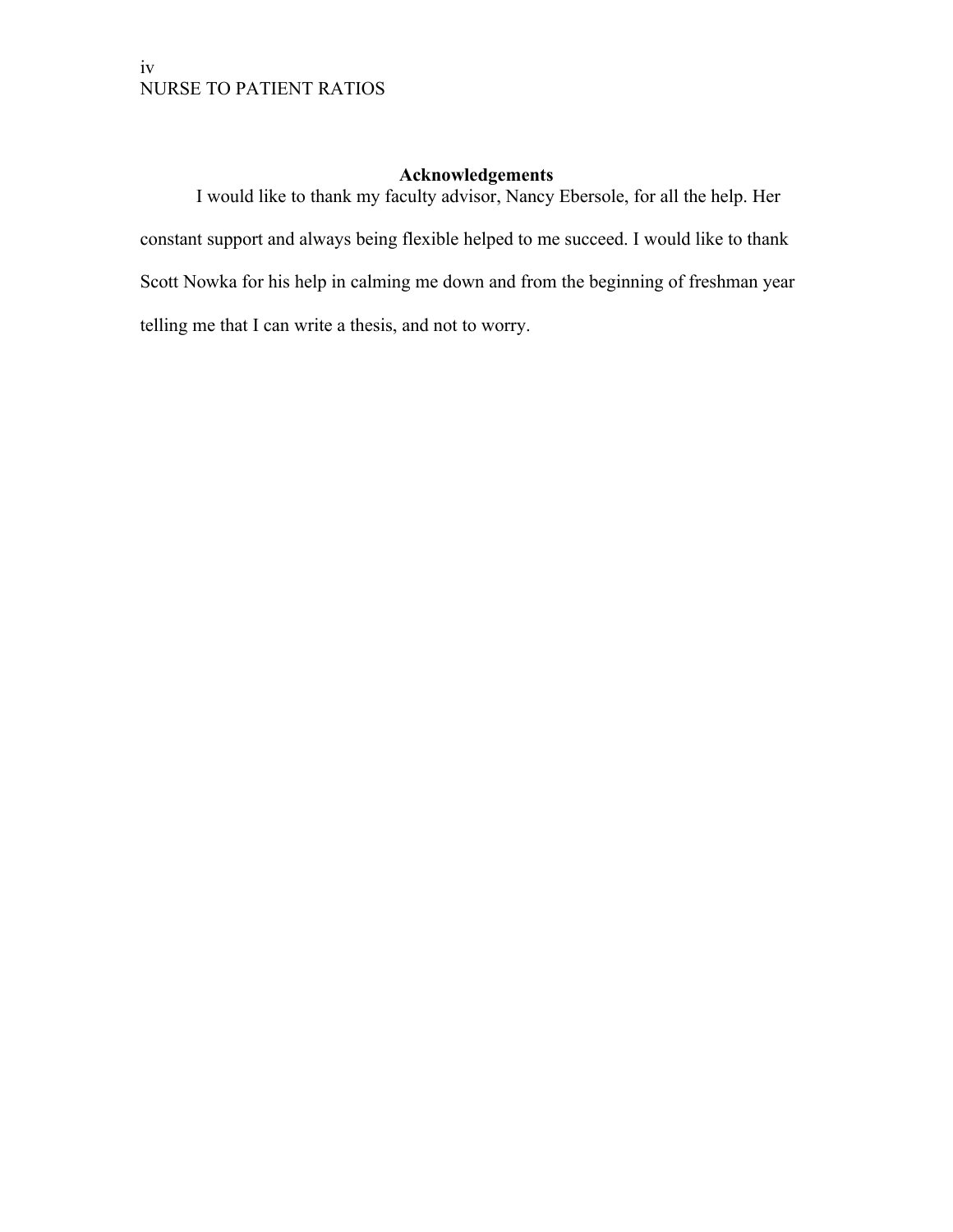## Acknowledgements

I would like to thank my faculty advisor, Nancy Ebersole, for all the help. Her constant support and always being flexible helped to me succeed. I would like to thank Scott Nowka for his help in calming me down and from the beginning of freshman year telling me that I can write a thesis, and not to worry.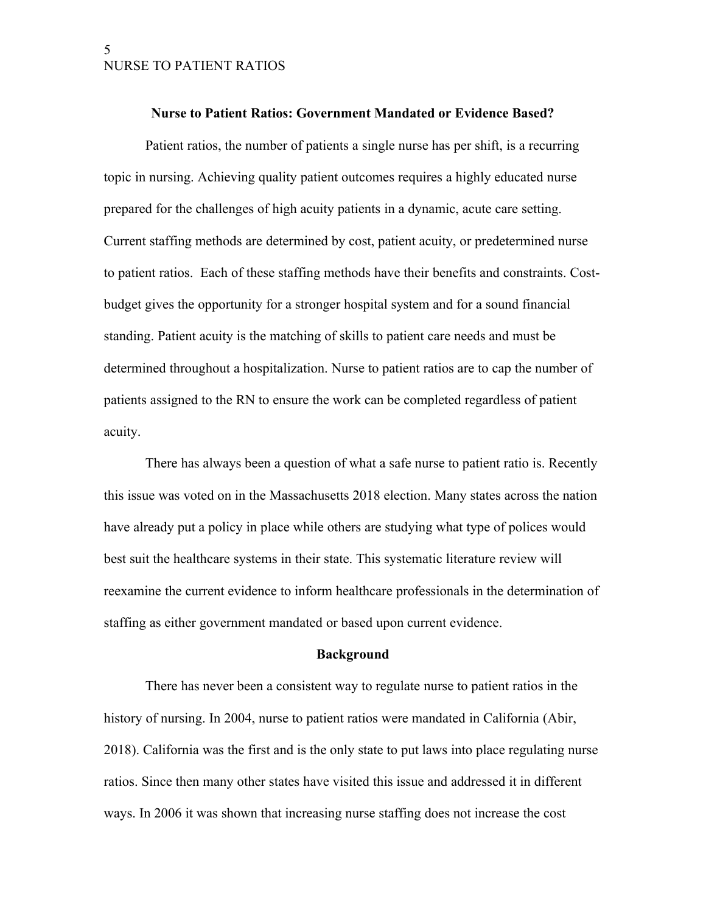**Nurse to Patient Ratios: Government Mandated or Evidence Based?**

Patient ratios, the number of patients a single nurse has per shift, is a recurring topic in nursing. Achieving quality patient outcomes requires a highly educated nurse prepared for the challenges of high acuity patients in a dynamic, acute care setting. Current staffing methods are determined by cost, patient acuity, or predetermined nurse to patient ratios. Each of these staffing methods have their benefits and constraints. Cost-budget gives the opportunity for a stronger hospital system and for a sound financial standing. Patient acuity is the matching of skills to patient care needs and must be determined throughout a hospitalization. Nurse to patient ratios are to cap the number of patients assigned to the RN to ensure the work can be completed regardless of patient acuity.

There has always been a question of what a safe nurse to patient ratio is. Recently this issue was voted on in the Massachusetts 2018 election. Many states across the nation have already put a policy in place while others are studying what type of polices would best suit the healthcare systems in their state. This systematic literature review will reexamine the current evidence to inform healthcare professionals in the determination of staffing as either government mandated or based upon current evidence.

**Background**

There has never been a consistent way to regulate nurse to patient ratios in the history of nursing. In 2004, nurse to patient ratios were mandated in California (Abir, 2018). California was the first and is the only state to put laws into place regulating nurse ratios. Since then many other states have visited this issue and addressed it in different ways. In 2006 it was shown that increasing nurse staffing does not increase the cost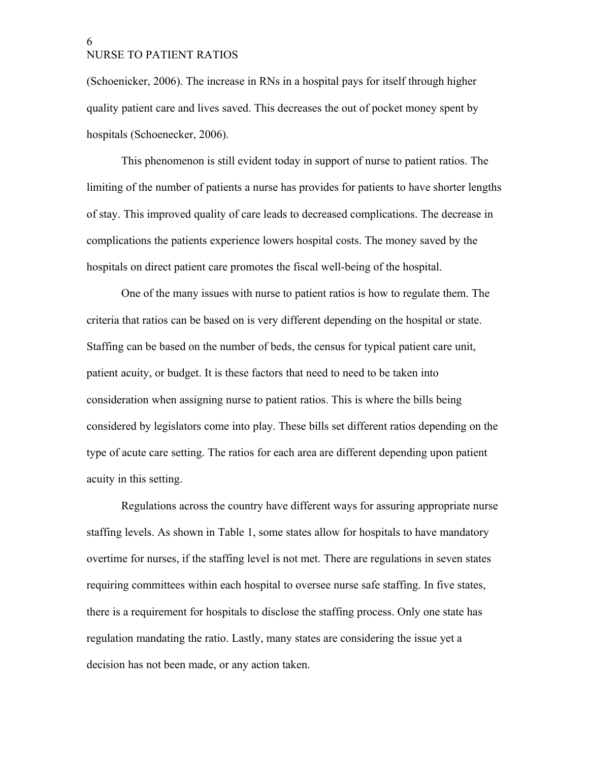(Schoenicker, 2006). The increase in RNs in a hospital pays for itself through higher quality patient care and lives saved. This decreases the out of pocket money spent by hospitals (Schoenecker, 2006).

This phenomenon is still evident today in support of nurse to patient ratios. The limiting of the number of patients a nurse has provides for patients to have shorter lengths of stay. This improved quality of care leads to decreased complications. The decrease in complications the patients experience lowers hospital costs. The money saved by the hospitals on direct patient care promotes the fiscal well-being of the hospital.

One of the many issues with nurse to patient ratios is how to regulate them. The criteria that ratios can be based on is very different depending on the hospital or state. Staffing can be based on the number of beds, the census for typical patient care unit, patient acuity, or budget. It is these factors that need to need to be taken into consideration when assigning nurse to patient ratios. This is where the bills being considered by legislators come into play. These bills set different ratios depending on the type of acute care setting. The ratios for each area are different depending upon patient acuity in this setting.

Regulations across the country have different ways for assuring appropriate nurse staffing levels. As shown in Table 1, some states allow for hospitals to have mandatory overtime for nurses, if the staffing level is not met. There are regulations in seven states requiring committees within each hospital to oversee nurse safe staffing. In five states, there is a requirement for hospitals to disclose the staffing process. Only one state has regulation mandating the ratio. Lastly, many states are considering the issue yet a decision has not been made, or any action taken.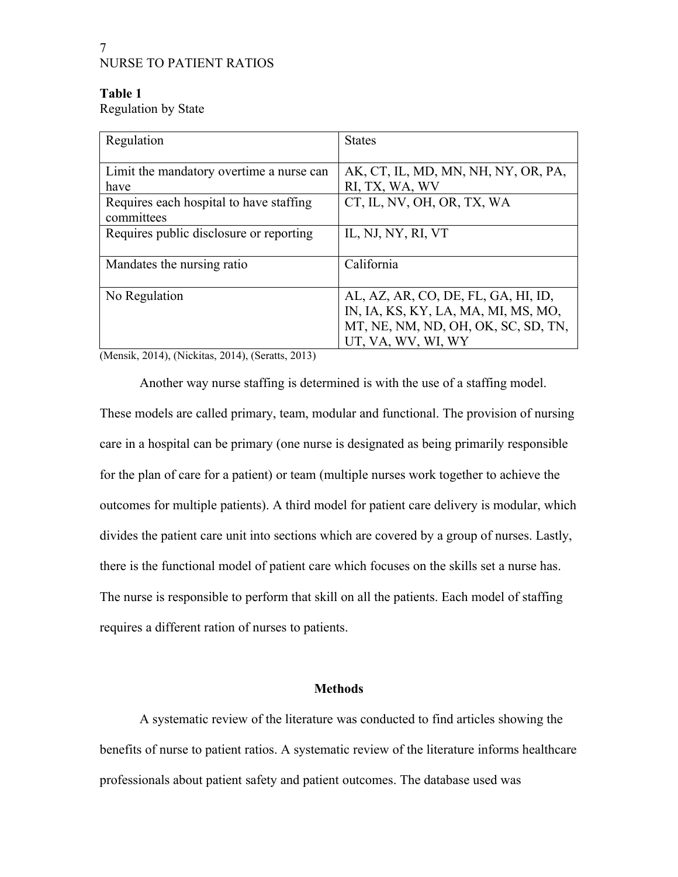**Table 1**

Regulation by State

| Regulation | States |
|---|---|
| Limit the mandatory overtime a nurse can have | AK, CT, IL, MD, MN, NH, NY, OR, PA, RI, TX, WA, WV |
| Requires each hospital to have staffing committees | CT, IL, NV, OH, OR, TX, WA |
| Requires public disclosure or reporting | IL, NJ, NY, RI, VT |
| Mandates the nursing ratio | California |
| No Regulation | AL, AZ, AR, CO, DE, FL, GA, HI, ID, IN, IA, KS, KY, LA, MA, MI, MS, MO, MT, NE, NM, ND, OH, OK, SC, SD, TN, UT, VA, WV, WI, WY |

(Mensik, 2014), (Nickitas, 2014), (Seratts, 2013)

Another way nurse staffing is determined is with the use of a staffing model. These models are called primary, team, modular and functional. The provision of nursing care in a hospital can be primary (one nurse is designated as being primarily responsible for the plan of care for a patient) or team (multiple nurses work together to achieve the outcomes for multiple patients). A third model for patient care delivery is modular, which divides the patient care unit into sections which are covered by a group of nurses. Lastly, there is the functional model of patient care which focuses on the skills set a nurse has. The nurse is responsible to perform that skill on all the patients. Each model of staffing requires a different ration of nurses to patients.

## Methods

A systematic review of the literature was conducted to find articles showing the benefits of nurse to patient ratios. A systematic review of the literature informs healthcare professionals about patient safety and patient outcomes. The database used was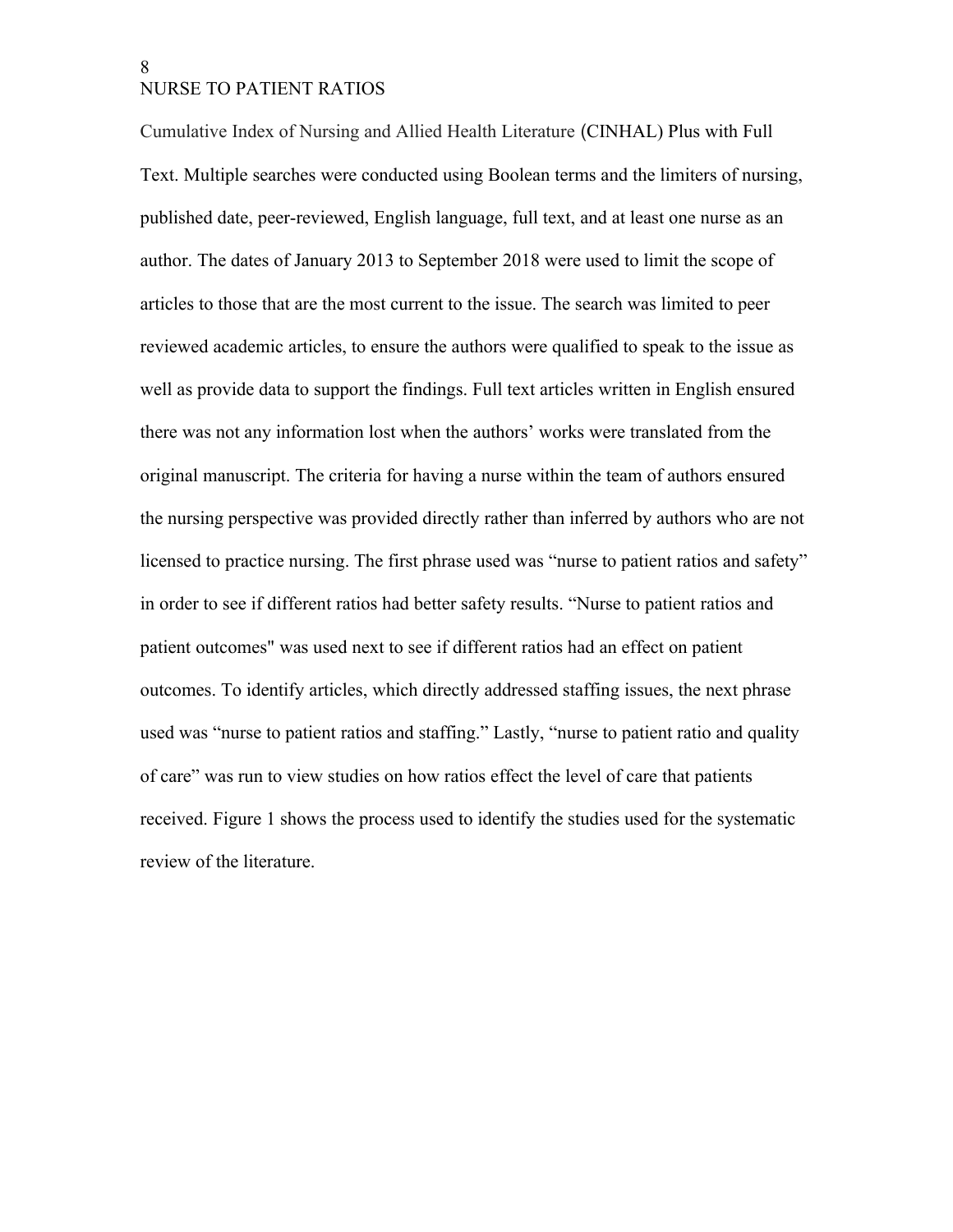Cumulative Index of Nursing and Allied Health Literature (CINHAL) Plus with Full Text. Multiple searches were conducted using Boolean terms and the limiters of nursing, published date, peer-reviewed, English language, full text, and at least one nurse as an author. The dates of January 2013 to September 2018 were used to limit the scope of articles to those that are the most current to the issue. The search was limited to peer reviewed academic articles, to ensure the authors were qualified to speak to the issue as well as provide data to support the findings. Full text articles written in English ensured there was not any information lost when the authors' works were translated from the original manuscript. The criteria for having a nurse within the team of authors ensured the nursing perspective was provided directly rather than inferred by authors who are not licensed to practice nursing. The first phrase used was "nurse to patient ratios and safety" in order to see if different ratios had better safety results. "Nurse to patient ratios and patient outcomes" was used next to see if different ratios had an effect on patient outcomes. To identify articles, which directly addressed staffing issues, the next phrase used was "nurse to patient ratios and staffing." Lastly, "nurse to patient ratio and quality of care" was run to view studies on how ratios effect the level of care that patients received. Figure 1 shows the process used to identify the studies used for the systematic review of the literature.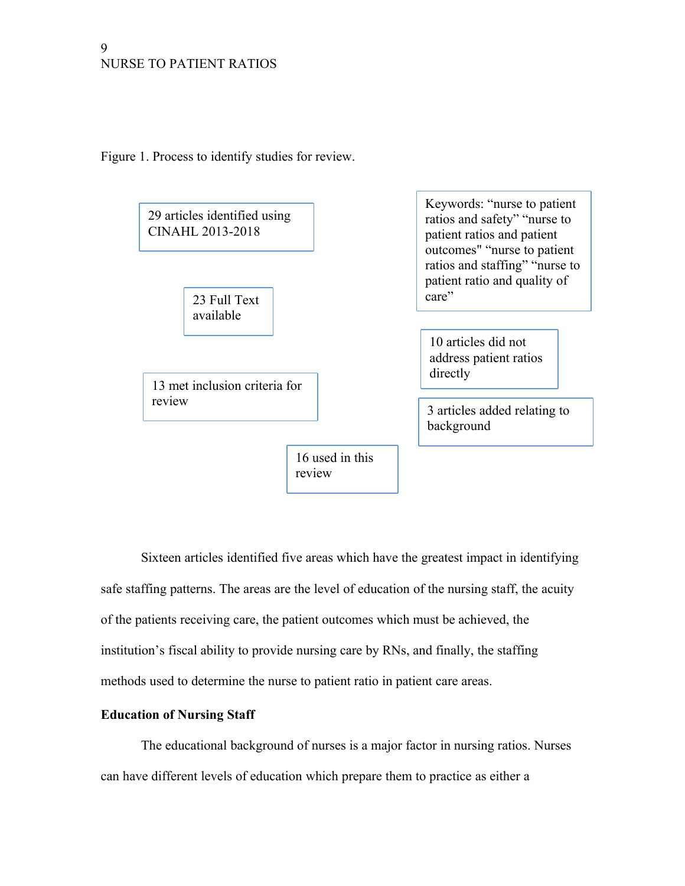Figure 1. Process to identify studies for review.

29 articles identified using CINAHL 2013-2018

Keywords: “nurse to patient ratios and safety” “nurse to patient ratios and patient outcomes" “nurse to patient ratios and staffing” “nurse to patient ratio and quality of care”

23 Full Text available

10 articles did not address patient ratios directly

13 met inclusion criteria for review

3 articles added relating to background

16 used in this review

Sixteen articles identified five areas which have the greatest impact in identifying safe staffing patterns. The areas are the level of education of the nursing staff, the acuity of the patients receiving care, the patient outcomes which must be achieved, the institution’s fiscal ability to provide nursing care by RNs, and finally, the staffing methods used to determine the nurse to patient ratio in patient care areas.

**Education of Nursing Staff**

The educational background of nurses is a major factor in nursing ratios. Nurses can have different levels of education which prepare them to practice as either a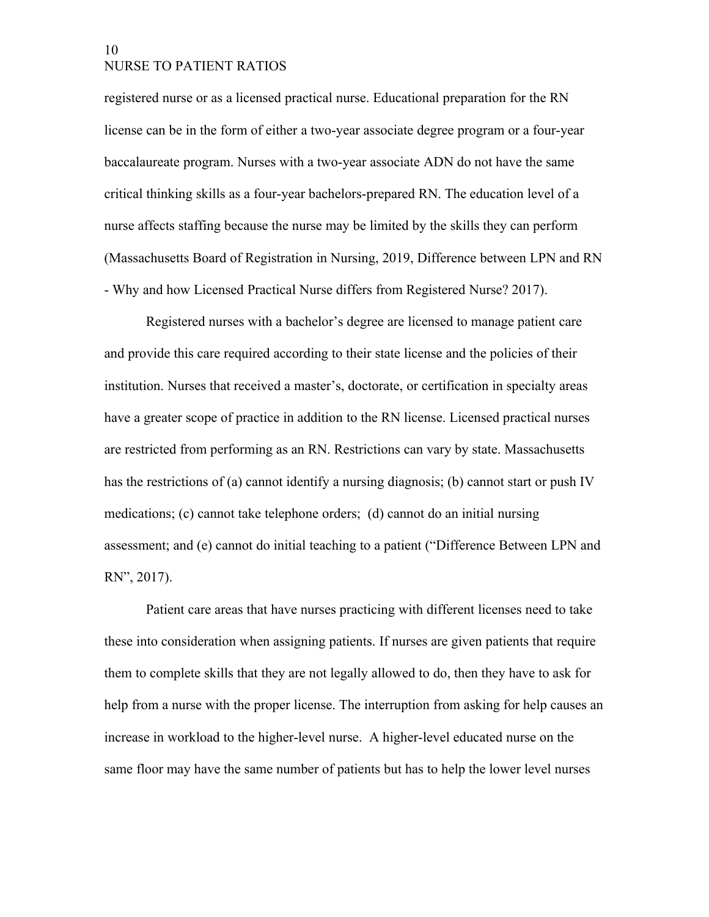registered nurse or as a licensed practical nurse. Educational preparation for the RN license can be in the form of either a two-year associate degree program or a four-year baccalaureate program. Nurses with a two-year associate ADN do not have the same critical thinking skills as a four-year bachelors-prepared RN. The education level of a nurse affects staffing because the nurse may be limited by the skills they can perform (Massachusetts Board of Registration in Nursing, 2019, Difference between LPN and RN - Why and how Licensed Practical Nurse differs from Registered Nurse? 2017).

Registered nurses with a bachelor's degree are licensed to manage patient care and provide this care required according to their state license and the policies of their institution. Nurses that received a master's, doctorate, or certification in specialty areas have a greater scope of practice in addition to the RN license. Licensed practical nurses are restricted from performing as an RN. Restrictions can vary by state. Massachusetts has the restrictions of (a) cannot identify a nursing diagnosis; (b) cannot start or push IV medications; (c) cannot take telephone orders; (d) cannot do an initial nursing assessment; and (e) cannot do initial teaching to a patient ("Difference Between LPN and RN", 2017).

Patient care areas that have nurses practicing with different licenses need to take these into consideration when assigning patients. If nurses are given patients that require them to complete skills that they are not legally allowed to do, then they have to ask for help from a nurse with the proper license. The interruption from asking for help causes an increase in workload to the higher-level nurse. A higher-level educated nurse on the same floor may have the same number of patients but has to help the lower level nurses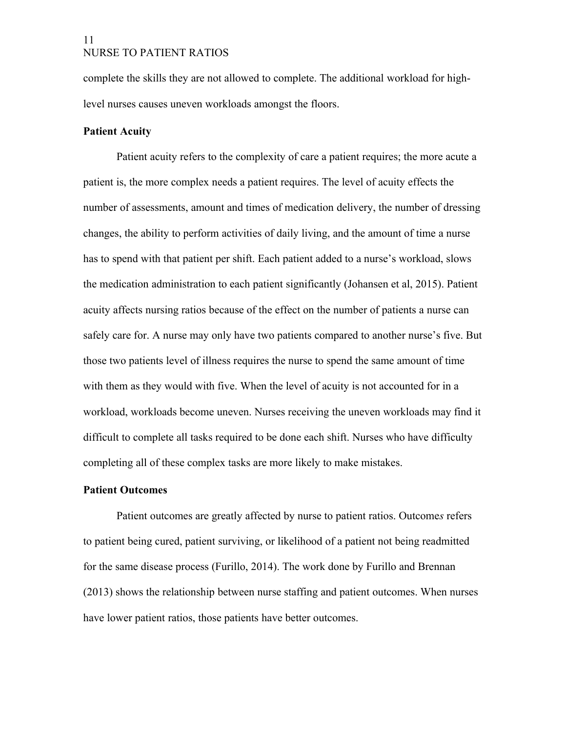complete the skills they are not allowed to complete. The additional workload for high-level nurses causes uneven workloads amongst the floors.

### Patient Acuity

Patient acuity refers to the complexity of care a patient requires; the more acute a patient is, the more complex needs a patient requires. The level of acuity effects the number of assessments, amount and times of medication delivery, the number of dressing changes, the ability to perform activities of daily living, and the amount of time a nurse has to spend with that patient per shift. Each patient added to a nurse's workload, slows the medication administration to each patient significantly (Johansen et al, 2015). Patient acuity affects nursing ratios because of the effect on the number of patients a nurse can safely care for. A nurse may only have two patients compared to another nurse's five. But those two patients level of illness requires the nurse to spend the same amount of time with them as they would with five. When the level of acuity is not accounted for in a workload, workloads become uneven. Nurses receiving the uneven workloads may find it difficult to complete all tasks required to be done each shift. Nurses who have difficulty completing all of these complex tasks are more likely to make mistakes.

### Patient Outcomes

Patient outcomes are greatly affected by nurse to patient ratios. Outcome*s* refers to patient being cured, patient surviving, or likelihood of a patient not being readmitted for the same disease process (Furillo, 2014). The work done by Furillo and Brennan (2013) shows the relationship between nurse staffing and patient outcomes. When nurses have lower patient ratios, those patients have better outcomes.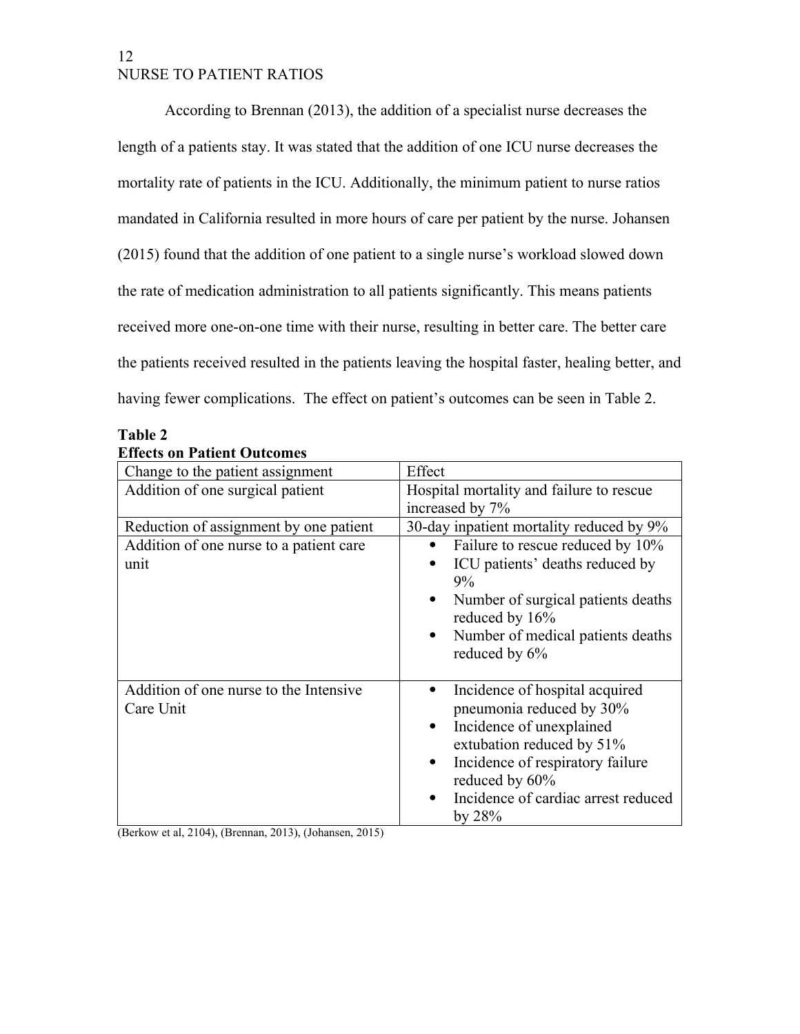According to Brennan (2013), the addition of a specialist nurse decreases the length of a patients stay. It was stated that the addition of one ICU nurse decreases the mortality rate of patients in the ICU. Additionally, the minimum patient to nurse ratios mandated in California resulted in more hours of care per patient by the nurse. Johansen (2015) found that the addition of one patient to a single nurse's workload slowed down the rate of medication administration to all patients significantly. This means patients received more one-on-one time with their nurse, resulting in better care. The better care the patients received resulted in the patients leaving the hospital faster, healing better, and having fewer complications. The effect on patient's outcomes can be seen in Table 2.

**Table 2**
**Effects on Patient Outcomes**

| Change to the patient assignment | Effect |
|---|---|
| Addition of one surgical patient | Hospital mortality and failure to rescue increased by 7% |
| Reduction of assignment by one patient | 30-day inpatient mortality reduced by 9% |
| Addition of one nurse to a patient care unit | • Failure to rescue reduced by 10%<br>• ICU patients' deaths reduced by 9%<br>• Number of surgical patients deaths reduced by 16%<br>• Number of medical patients deaths reduced by 6% |
| Addition of one nurse to the Intensive Care Unit | • Incidence of hospital acquired pneumonia reduced by 30%<br>• Incidence of unexplained extubation reduced by 51%<br>• Incidence of respiratory failure reduced by 60%<br>• Incidence of cardiac arrest reduced by 28% |

(Berkow et al, 2104), (Brennan, 2013), (Johansen, 2015)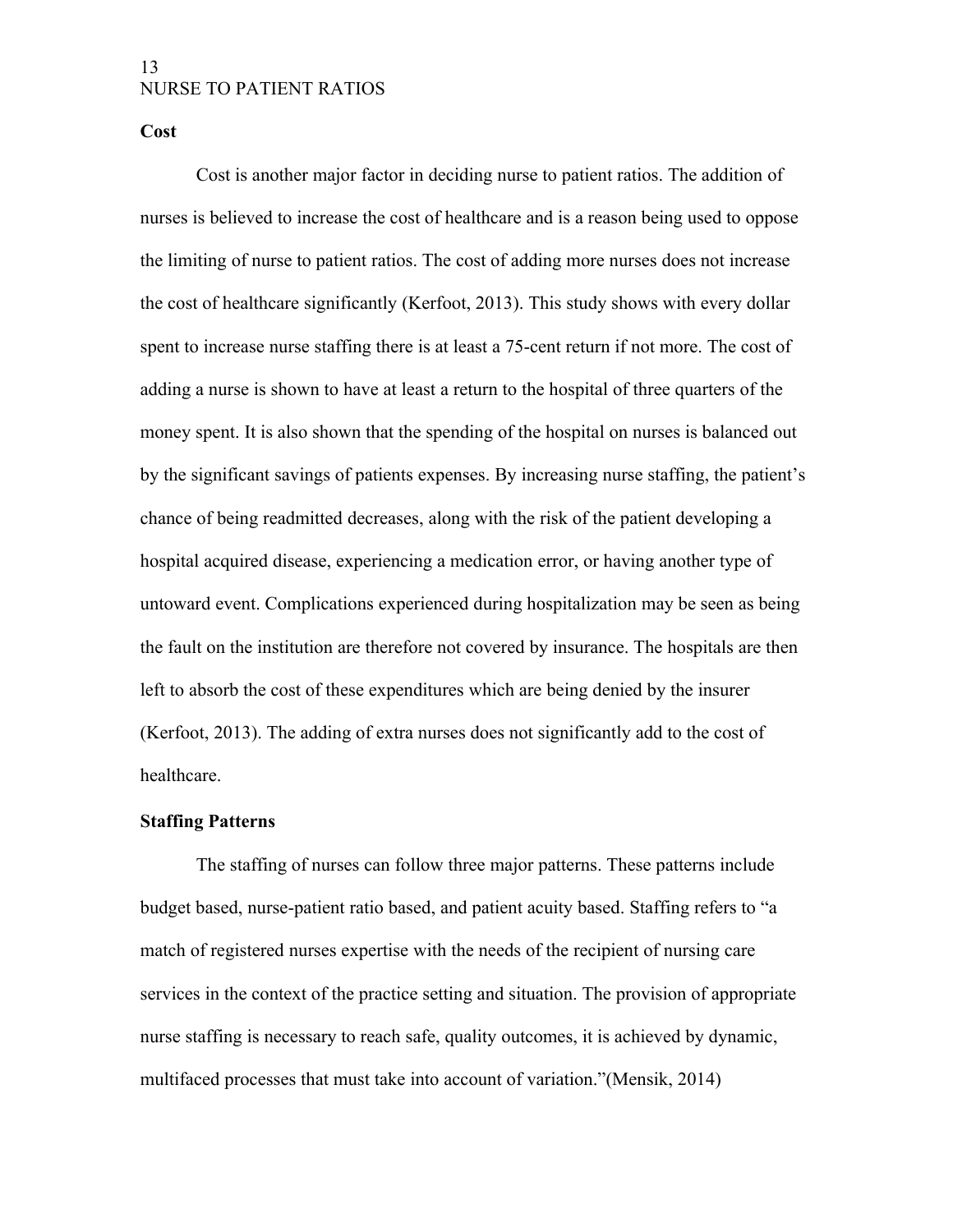**Cost**

Cost is another major factor in deciding nurse to patient ratios. The addition of nurses is believed to increase the cost of healthcare and is a reason being used to oppose the limiting of nurse to patient ratios. The cost of adding more nurses does not increase the cost of healthcare significantly (Kerfoot, 2013). This study shows with every dollar spent to increase nurse staffing there is at least a 75-cent return if not more. The cost of adding a nurse is shown to have at least a return to the hospital of three quarters of the money spent. It is also shown that the spending of the hospital on nurses is balanced out by the significant savings of patients expenses. By increasing nurse staffing, the patient's chance of being readmitted decreases, along with the risk of the patient developing a hospital acquired disease, experiencing a medication error, or having another type of untoward event. Complications experienced during hospitalization may be seen as being the fault on the institution are therefore not covered by insurance. The hospitals are then left to absorb the cost of these expenditures which are being denied by the insurer (Kerfoot, 2013). The adding of extra nurses does not significantly add to the cost of healthcare.

**Staffing Patterns**

The staffing of nurses can follow three major patterns. These patterns include budget based, nurse-patient ratio based, and patient acuity based. Staffing refers to "a match of registered nurses expertise with the needs of the recipient of nursing care services in the context of the practice setting and situation. The provision of appropriate nurse staffing is necessary to reach safe, quality outcomes, it is achieved by dynamic, multifaced processes that must take into account of variation."(Mensik, 2014)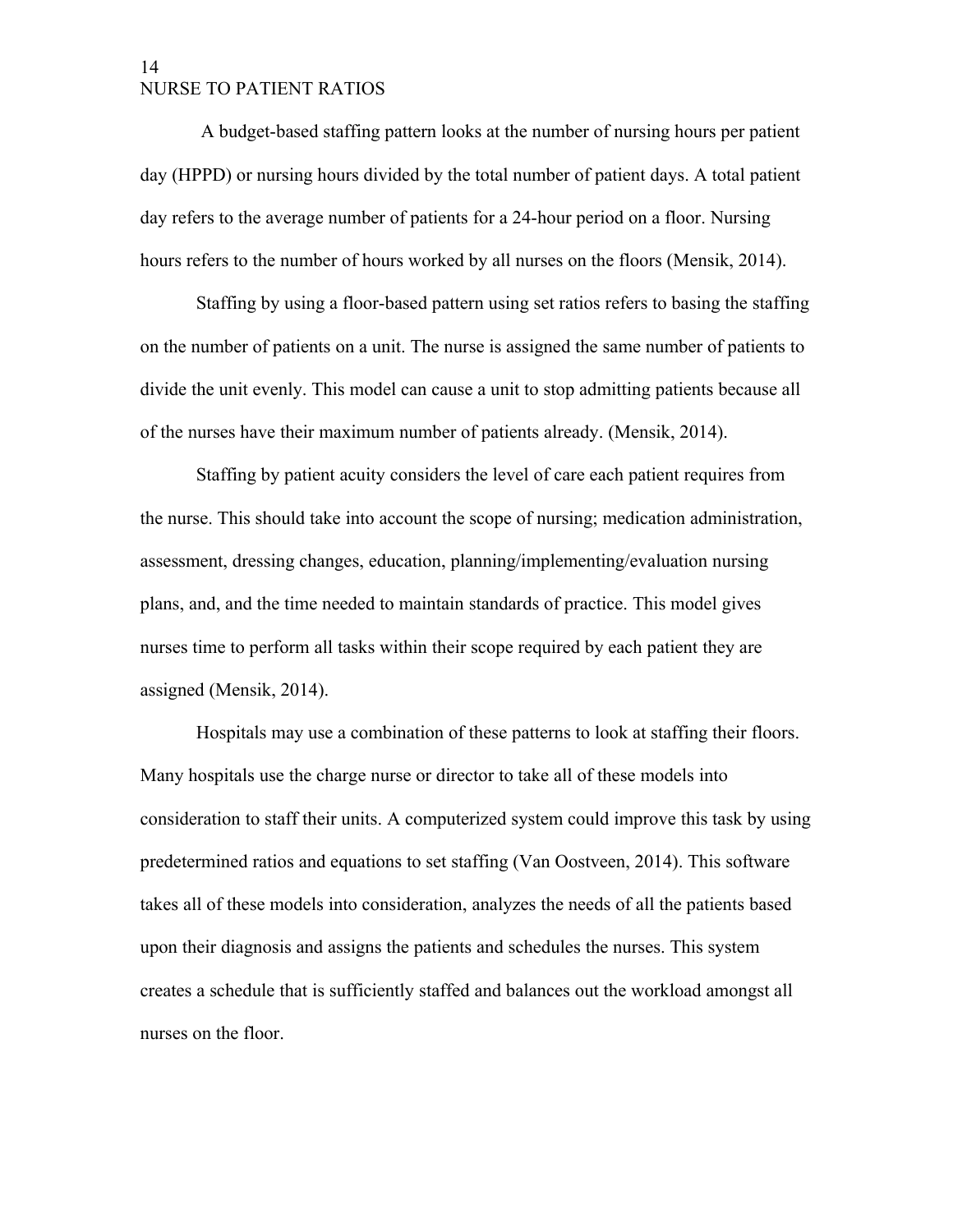A budget-based staffing pattern looks at the number of nursing hours per patient day (HPPD) or nursing hours divided by the total number of patient days. A total patient day refers to the average number of patients for a 24-hour period on a floor. Nursing hours refers to the number of hours worked by all nurses on the floors (Mensik, 2014).

Staffing by using a floor-based pattern using set ratios refers to basing the staffing on the number of patients on a unit. The nurse is assigned the same number of patients to divide the unit evenly. This model can cause a unit to stop admitting patients because all of the nurses have their maximum number of patients already. (Mensik, 2014).

Staffing by patient acuity considers the level of care each patient requires from the nurse. This should take into account the scope of nursing; medication administration, assessment, dressing changes, education, planning/implementing/evaluation nursing plans, and, and the time needed to maintain standards of practice. This model gives nurses time to perform all tasks within their scope required by each patient they are assigned (Mensik, 2014).

Hospitals may use a combination of these patterns to look at staffing their floors. Many hospitals use the charge nurse or director to take all of these models into consideration to staff their units. A computerized system could improve this task by using predetermined ratios and equations to set staffing (Van Oostveen, 2014). This software takes all of these models into consideration, analyzes the needs of all the patients based upon their diagnosis and assigns the patients and schedules the nurses. This system creates a schedule that is sufficiently staffed and balances out the workload amongst all nurses on the floor.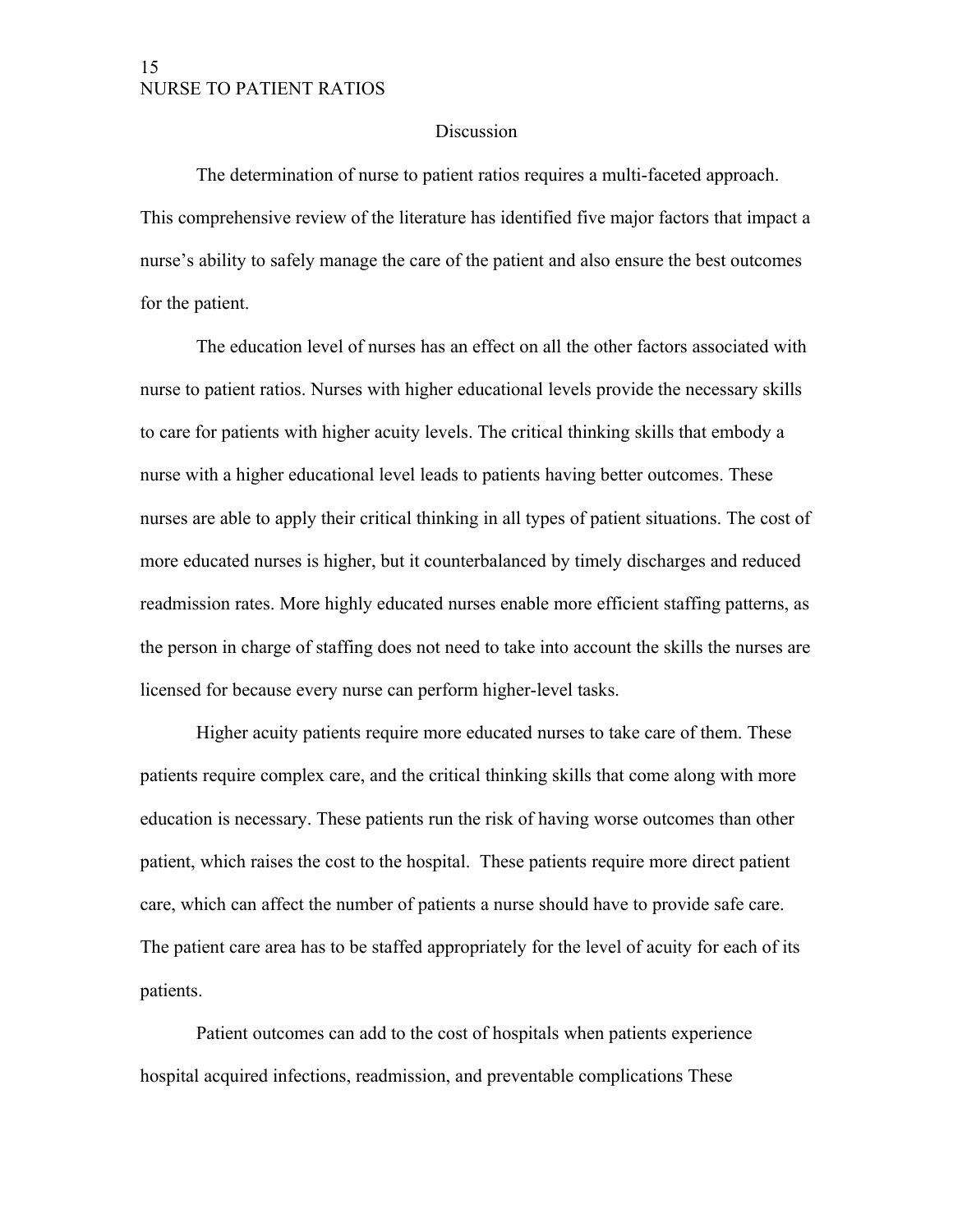## Discussion

The determination of nurse to patient ratios requires a multi-faceted approach. This comprehensive review of the literature has identified five major factors that impact a nurse's ability to safely manage the care of the patient and also ensure the best outcomes for the patient.

The education level of nurses has an effect on all the other factors associated with nurse to patient ratios. Nurses with higher educational levels provide the necessary skills to care for patients with higher acuity levels. The critical thinking skills that embody a nurse with a higher educational level leads to patients having better outcomes. These nurses are able to apply their critical thinking in all types of patient situations. The cost of more educated nurses is higher, but it counterbalanced by timely discharges and reduced readmission rates. More highly educated nurses enable more efficient staffing patterns, as the person in charge of staffing does not need to take into account the skills the nurses are licensed for because every nurse can perform higher-level tasks.

Higher acuity patients require more educated nurses to take care of them. These patients require complex care, and the critical thinking skills that come along with more education is necessary. These patients run the risk of having worse outcomes than other patient, which raises the cost to the hospital. These patients require more direct patient care, which can affect the number of patients a nurse should have to provide safe care. The patient care area has to be staffed appropriately for the level of acuity for each of its patients.

Patient outcomes can add to the cost of hospitals when patients experience hospital acquired infections, readmission, and preventable complications These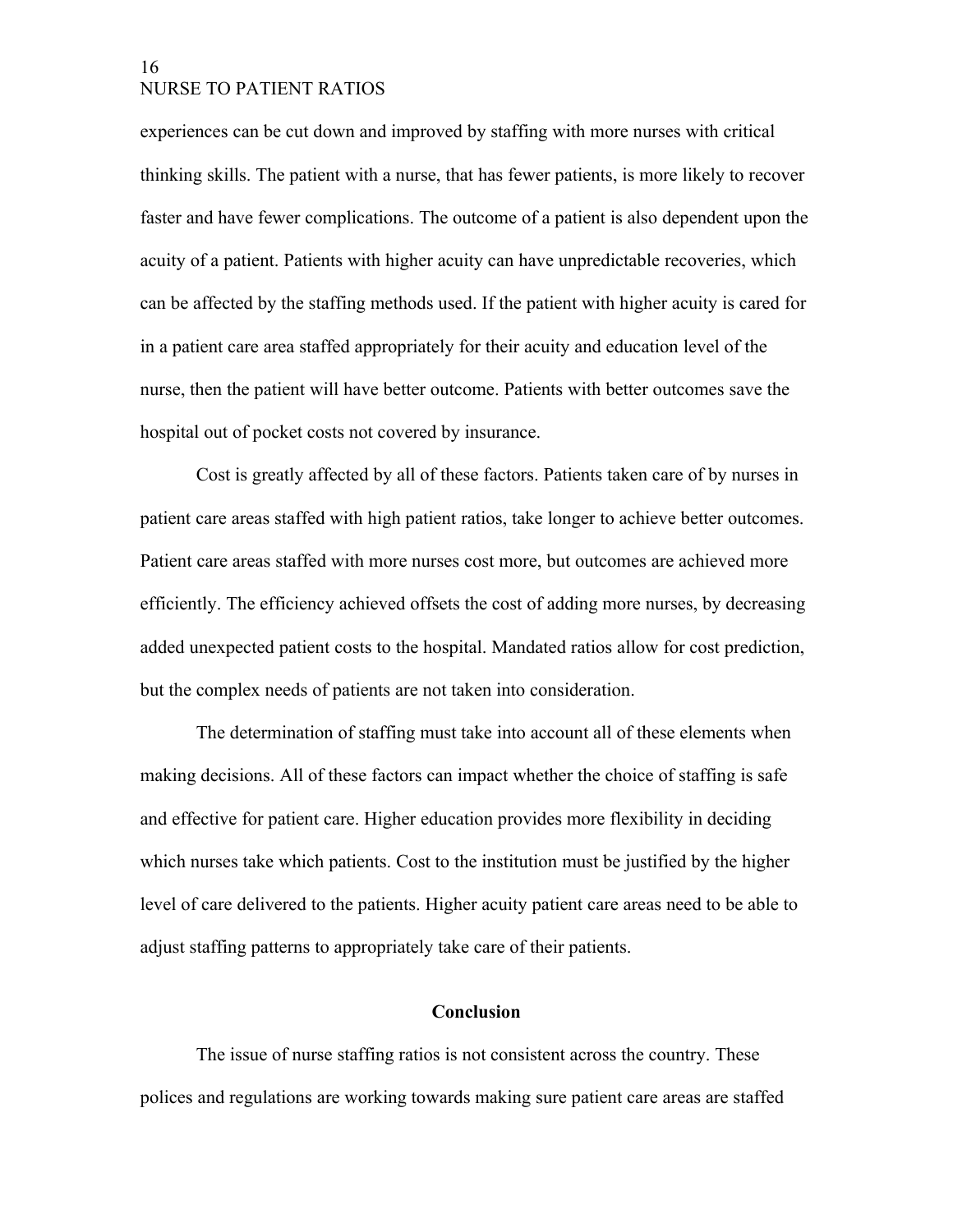experiences can be cut down and improved by staffing with more nurses with critical thinking skills. The patient with a nurse, that has fewer patients, is more likely to recover faster and have fewer complications. The outcome of a patient is also dependent upon the acuity of a patient. Patients with higher acuity can have unpredictable recoveries, which can be affected by the staffing methods used. If the patient with higher acuity is cared for in a patient care area staffed appropriately for their acuity and education level of the nurse, then the patient will have better outcome. Patients with better outcomes save the hospital out of pocket costs not covered by insurance.

Cost is greatly affected by all of these factors. Patients taken care of by nurses in patient care areas staffed with high patient ratios, take longer to achieve better outcomes. Patient care areas staffed with more nurses cost more, but outcomes are achieved more efficiently. The efficiency achieved offsets the cost of adding more nurses, by decreasing added unexpected patient costs to the hospital. Mandated ratios allow for cost prediction, but the complex needs of patients are not taken into consideration.

The determination of staffing must take into account all of these elements when making decisions. All of these factors can impact whether the choice of staffing is safe and effective for patient care. Higher education provides more flexibility in deciding which nurses take which patients. Cost to the institution must be justified by the higher level of care delivered to the patients. Higher acuity patient care areas need to be able to adjust staffing patterns to appropriately take care of their patients.

## Conclusion

The issue of nurse staffing ratios is not consistent across the country. These polices and regulations are working towards making sure patient care areas are staffed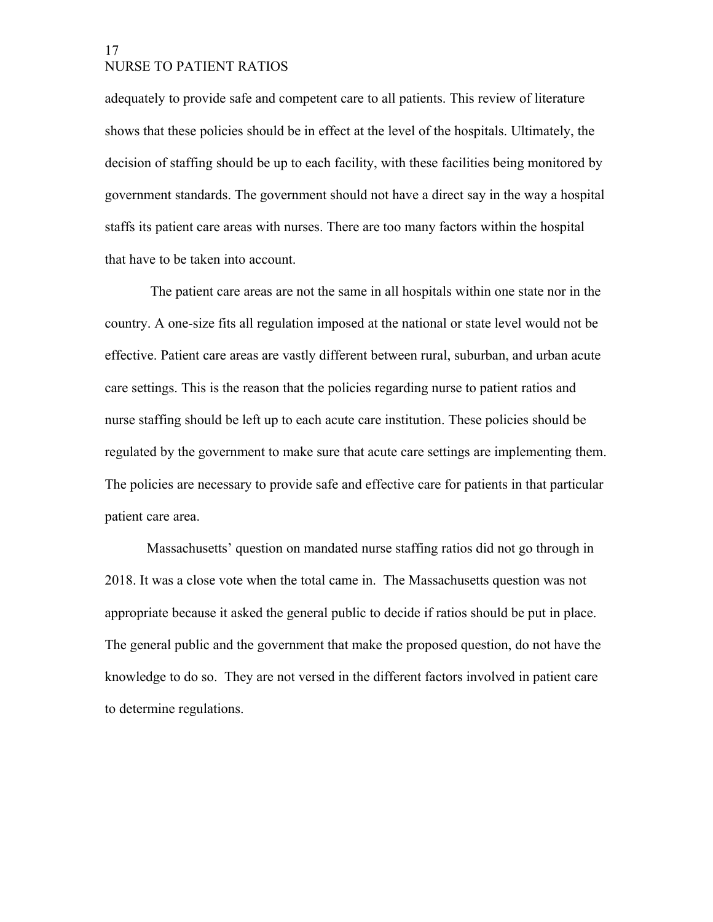adequately to provide safe and competent care to all patients. This review of literature shows that these policies should be in effect at the level of the hospitals. Ultimately, the decision of staffing should be up to each facility, with these facilities being monitored by government standards. The government should not have a direct say in the way a hospital staffs its patient care areas with nurses. There are too many factors within the hospital that have to be taken into account.

The patient care areas are not the same in all hospitals within one state nor in the country. A one-size fits all regulation imposed at the national or state level would not be effective. Patient care areas are vastly different between rural, suburban, and urban acute care settings. This is the reason that the policies regarding nurse to patient ratios and nurse staffing should be left up to each acute care institution. These policies should be regulated by the government to make sure that acute care settings are implementing them. The policies are necessary to provide safe and effective care for patients in that particular patient care area.

Massachusetts' question on mandated nurse staffing ratios did not go through in 2018. It was a close vote when the total came in. The Massachusetts question was not appropriate because it asked the general public to decide if ratios should be put in place. The general public and the government that make the proposed question, do not have the knowledge to do so. They are not versed in the different factors involved in patient care to determine regulations.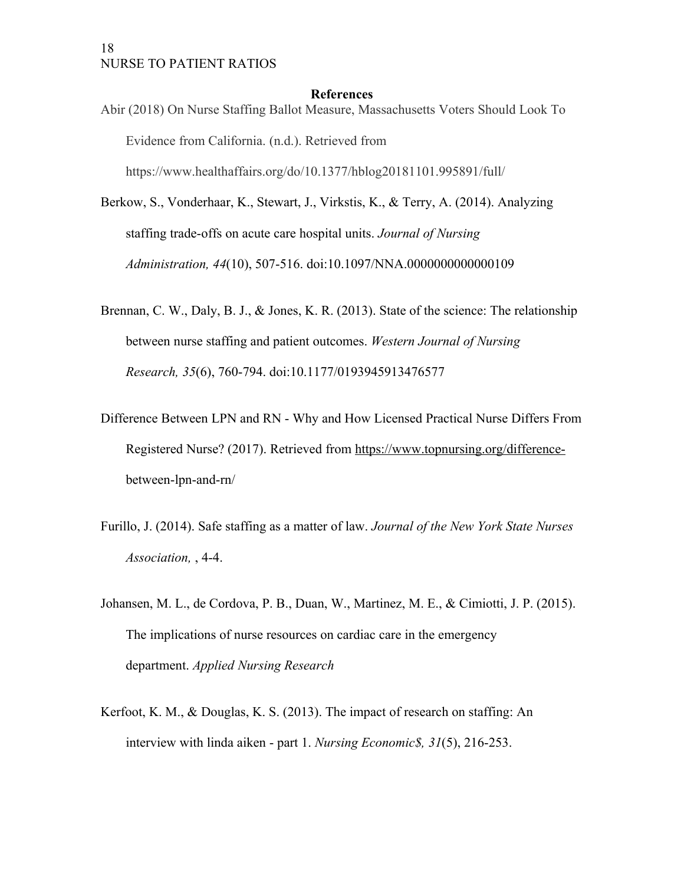## References

Abir (2018) On Nurse Staffing Ballot Measure, Massachusetts Voters Should Look To Evidence from California. (n.d.). Retrieved from https://www.healthaffairs.org/do/10.1377/hblog20181101.995891/full/

Berkow, S., Vonderhaar, K., Stewart, J., Virkstis, K., & Terry, A. (2014). Analyzing staffing trade-offs on acute care hospital units. *Journal of Nursing Administration, 44*(10), 507-516. doi:10.1097/NNA.0000000000000109

Brennan, C. W., Daly, B. J., & Jones, K. R. (2013). State of the science: The relationship between nurse staffing and patient outcomes. *Western Journal of Nursing Research, 35*(6), 760-794. doi:10.1177/0193945913476577

Difference Between LPN and RN - Why and How Licensed Practical Nurse Differs From Registered Nurse? (2017). Retrieved from https://www.topnursing.org/difference-between-lpn-and-rn/

Furillo, J. (2014). Safe staffing as a matter of law. *Journal of the New York State Nurses Association,* , 4-4.

Johansen, M. L., de Cordova, P. B., Duan, W., Martinez, M. E., & Cimiotti, J. P. (2015). The implications of nurse resources on cardiac care in the emergency department. *Applied Nursing Research*

Kerfoot, K. M., & Douglas, K. S. (2013). The impact of research on staffing: An interview with linda aiken - part 1. *Nursing Economic$, 31*(5), 216-253.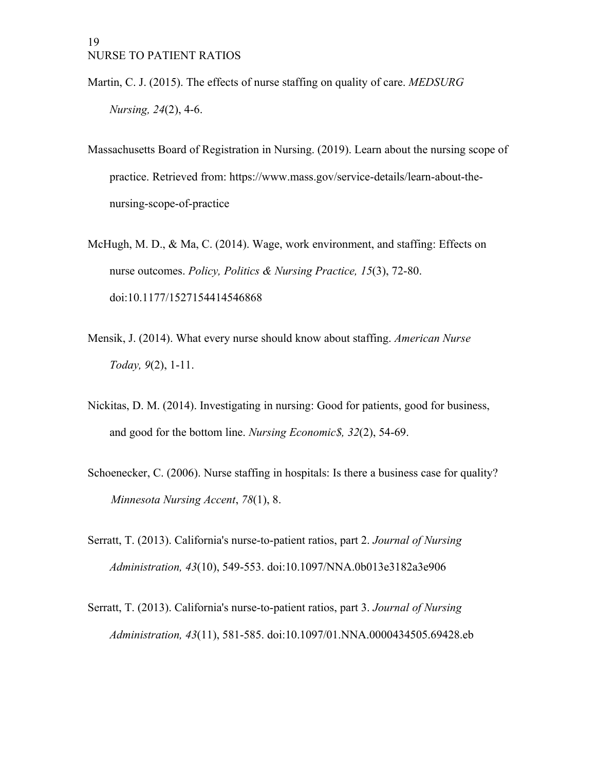Martin, C. J. (2015). The effects of nurse staffing on quality of care. *MEDSURG Nursing, 24*(2), 4-6.

Massachusetts Board of Registration in Nursing. (2019). Learn about the nursing scope of practice. Retrieved from: https://www.mass.gov/service-details/learn-about-the-nursing-scope-of-practice

McHugh, M. D., & Ma, C. (2014). Wage, work environment, and staffing: Effects on nurse outcomes. *Policy, Politics & Nursing Practice, 15*(3), 72-80. doi:10.1177/1527154414546868

Mensik, J. (2014). What every nurse should know about staffing. *American Nurse Today, 9*(2), 1-11.

Nickitas, D. M. (2014). Investigating in nursing: Good for patients, good for business, and good for the bottom line. *Nursing Economic$, 32*(2), 54-69.

Schoenecker, C. (2006). Nurse staffing in hospitals: Is there a business case for quality? *Minnesota Nursing Accent*, *78*(1), 8.

Serratt, T. (2013). California's nurse-to-patient ratios, part 2. *Journal of Nursing Administration, 43*(10), 549-553. doi:10.1097/NNA.0b013e3182a3e906

Serratt, T. (2013). California's nurse-to-patient ratios, part 3. *Journal of Nursing Administration, 43*(11), 581-585. doi:10.1097/01.NNA.0000434505.69428.eb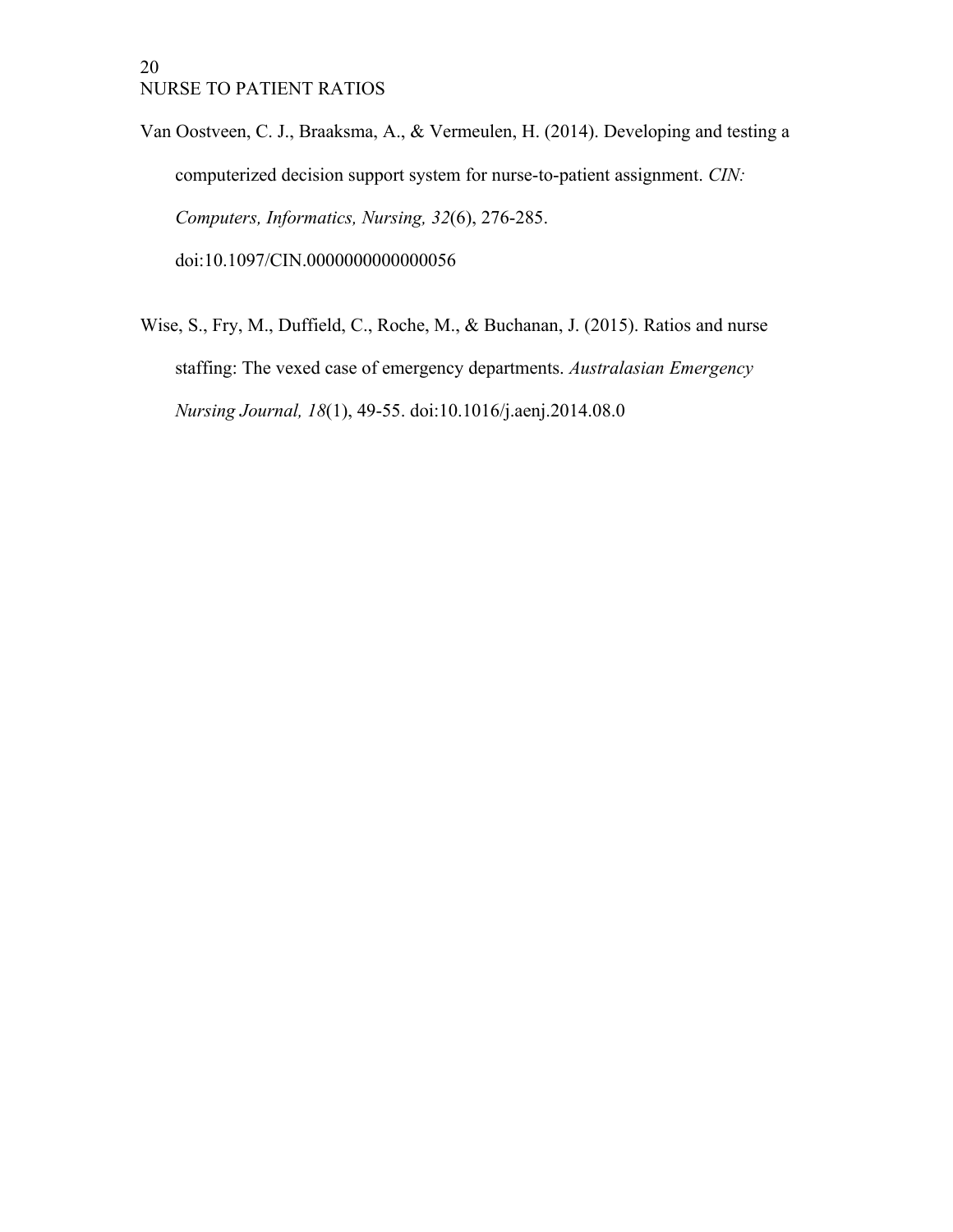Van Oostveen, C. J., Braaksma, A., & Vermeulen, H. (2014). Developing and testing a computerized decision support system for nurse-to-patient assignment. *CIN: Computers, Informatics, Nursing, 32*(6), 276-285. doi:10.1097/CIN.0000000000000056

Wise, S., Fry, M., Duffield, C., Roche, M., & Buchanan, J. (2015). Ratios and nurse staffing: The vexed case of emergency departments. *Australasian Emergency Nursing Journal, 18*(1), 49-55. doi:10.1016/j.aenj.2014.08.0